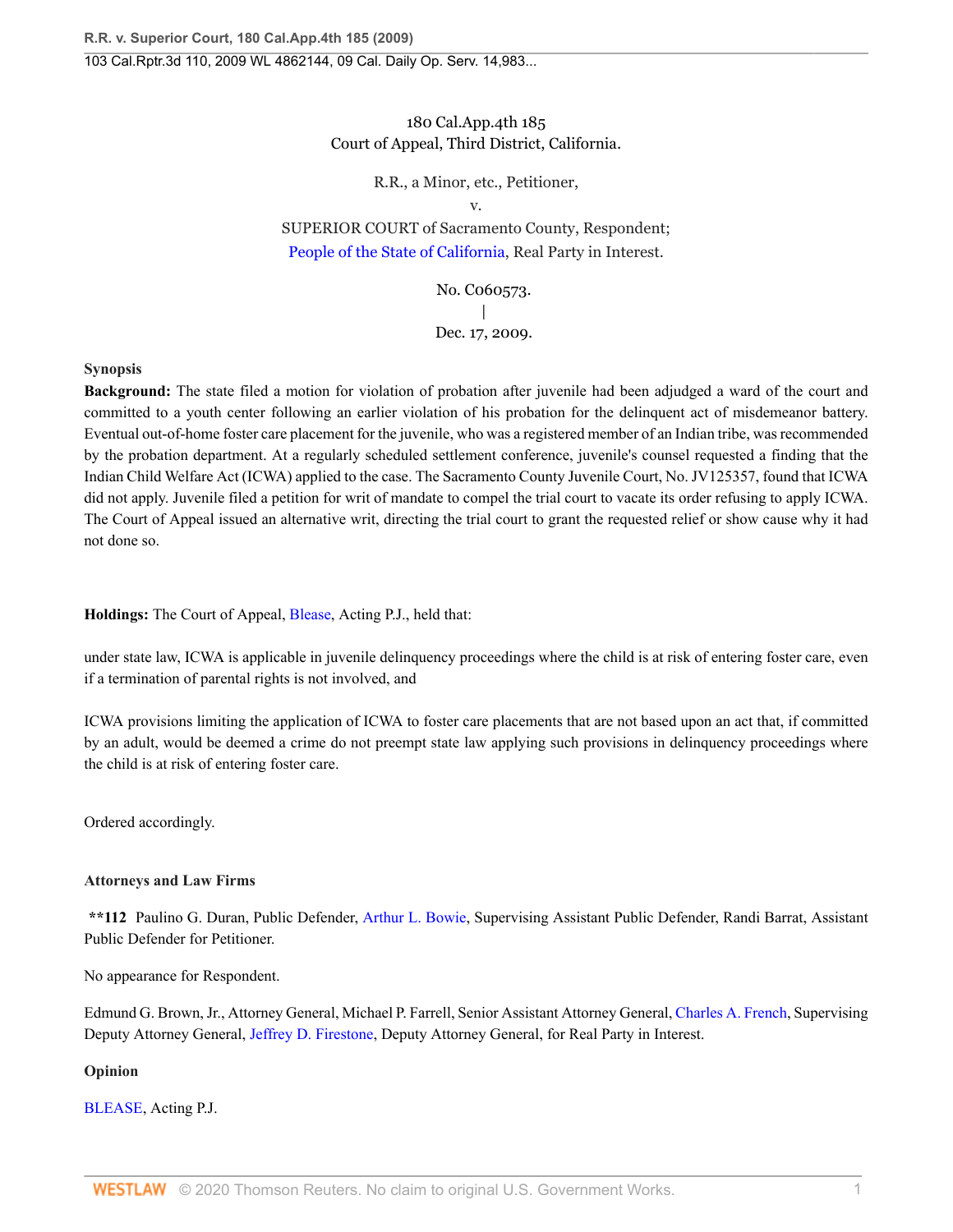180 Cal.App.4th 185
Court of Appeal, Third District, California.

R.R., a Minor, etc., Petitioner,
v.
SUPERIOR COURT of Sacramento County, Respondent;
People of the State of California, Real Party in Interest.

No. C060573.
|
Dec. 17, 2009.

**Synopsis**

**Background:** The state filed a motion for violation of probation after juvenile had been adjudged a ward of the court and committed to a youth center following an earlier violation of his probation for the delinquent act of misdemeanor battery. Eventual out-of-home foster care placement for the juvenile, who was a registered member of an Indian tribe, was recommended by the probation department. At a regularly scheduled settlement conference, juvenile's counsel requested a finding that the Indian Child Welfare Act (ICWA) applied to the case. The Sacramento County Juvenile Court, No. JV125357, found that ICWA did not apply. Juvenile filed a petition for writ of mandate to compel the trial court to vacate its order refusing to apply ICWA. The Court of Appeal issued an alternative writ, directing the trial court to grant the requested relief or show cause why it had not done so.

**Holdings:** The Court of Appeal, Blease, Acting P.J., held that:

under state law, ICWA is applicable in juvenile delinquency proceedings where the child is at risk of entering foster care, even if a termination of parental rights is not involved, and

ICWA provisions limiting the application of ICWA to foster care placements that are not based upon an act that, if committed by an adult, would be deemed a crime do not preempt state law applying such provisions in delinquency proceedings where the child is at risk of entering foster care.

Ordered accordingly.

**Attorneys and Law Firms**

**\*\*112** Paulino G. Duran, Public Defender, Arthur L. Bowie, Supervising Assistant Public Defender, Randi Barrat, Assistant Public Defender for Petitioner.

No appearance for Respondent.

Edmund G. Brown, Jr., Attorney General, Michael P. Farrell, Senior Assistant Attorney General, Charles A. French, Supervising Deputy Attorney General, Jeffrey D. Firestone, Deputy Attorney General, for Real Party in Interest.

**Opinion**

BLEASE, Acting P.J.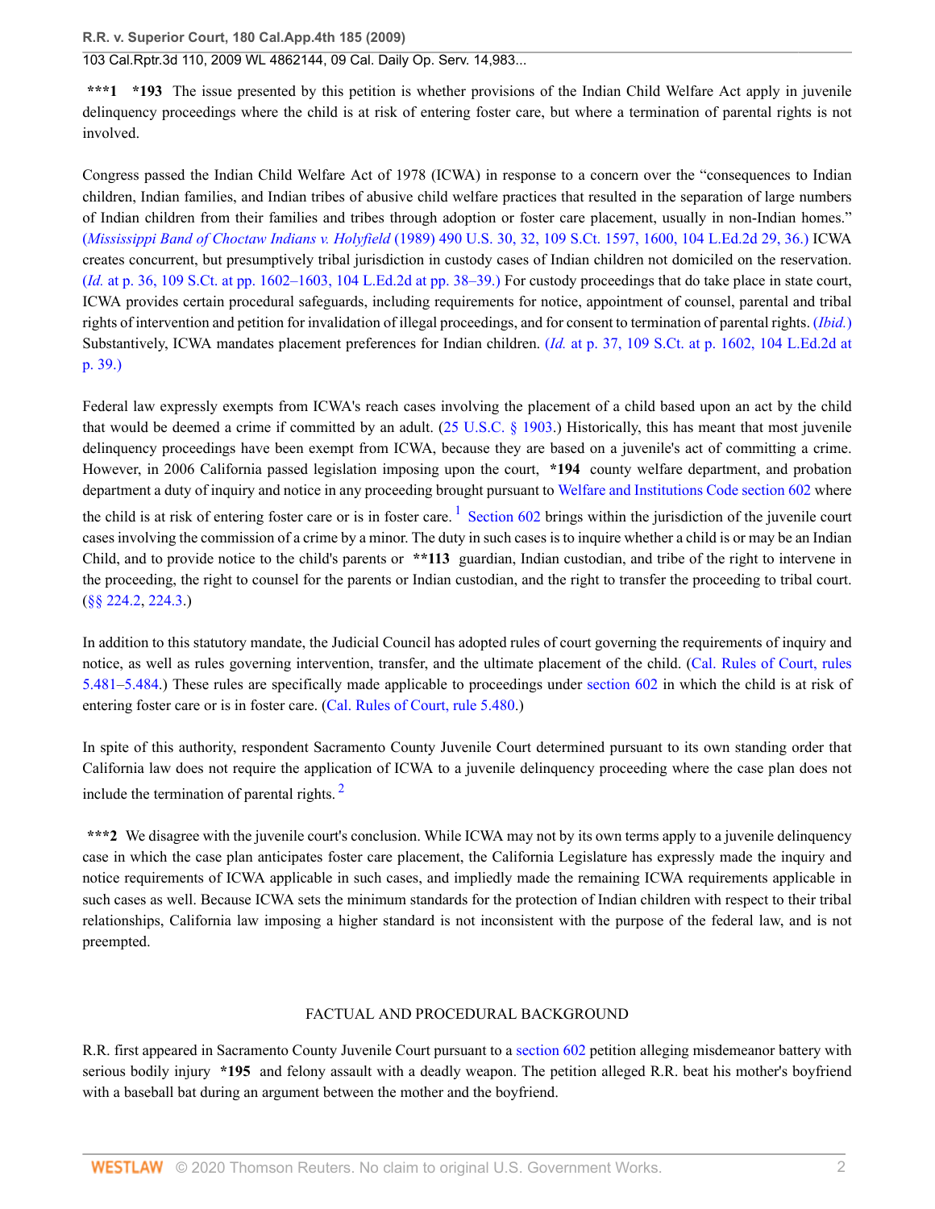***1 *193 The issue presented by this petition is whether provisions of the Indian Child Welfare Act apply in juvenile delinquency proceedings where the child is at risk of entering foster care, but where a termination of parental rights is not involved.

Congress passed the Indian Child Welfare Act of 1978 (ICWA) in response to a concern over the "consequences to Indian children, Indian families, and Indian tribes of abusive child welfare practices that resulted in the separation of large numbers of Indian children from their families and tribes through adoption or foster care placement, usually in non-Indian homes." (*Mississippi Band of Choctaw Indians v. Holyfield* (1989) 490 U.S. 30, 32, 109 S.Ct. 1597, 1600, 104 L.Ed.2d 29, 36.) ICWA creates concurrent, but presumptively tribal jurisdiction in custody cases of Indian children not domiciled on the reservation. (*Id.* at p. 36, 109 S.Ct. at pp. 1602–1603, 104 L.Ed.2d at pp. 38–39.) For custody proceedings that do take place in state court, ICWA provides certain procedural safeguards, including requirements for notice, appointment of counsel, parental and tribal rights of intervention and petition for invalidation of illegal proceedings, and for consent to termination of parental rights. (*Ibid.*) Substantively, ICWA mandates placement preferences for Indian children. (*Id.* at p. 37, 109 S.Ct. at p. 1602, 104 L.Ed.2d at p. 39.)

Federal law expressly exempts from ICWA's reach cases involving the placement of a child based upon an act by the child that would be deemed a crime if committed by an adult. (25 U.S.C. § 1903.) Historically, this has meant that most juvenile delinquency proceedings have been exempt from ICWA, because they are based on a juvenile's act of committing a crime. However, in 2006 California passed legislation imposing upon the court, *194 county welfare department, and probation department a duty of inquiry and notice in any proceeding brought pursuant to Welfare and Institutions Code section 602 where the child is at risk of entering foster care or is in foster care. [1] Section 602 brings within the jurisdiction of the juvenile court cases involving the commission of a crime by a minor. The duty in such cases is to inquire whether a child is or may be an Indian Child, and to provide notice to the child's parents or **113 guardian, Indian custodian, and tribe of the right to intervene in the proceeding, the right to counsel for the parents or Indian custodian, and the right to transfer the proceeding to tribal court. (§§ 224.2, 224.3.)

In addition to this statutory mandate, the Judicial Council has adopted rules of court governing the requirements of inquiry and notice, as well as rules governing intervention, transfer, and the ultimate placement of the child. (Cal. Rules of Court, rules 5.481–5.484.) These rules are specifically made applicable to proceedings under section 602 in which the child is at risk of entering foster care or is in foster care. (Cal. Rules of Court, rule 5.480.)

In spite of this authority, respondent Sacramento County Juvenile Court determined pursuant to its own standing order that California law does not require the application of ICWA to a juvenile delinquency proceeding where the case plan does not include the termination of parental rights. [2]

***2 We disagree with the juvenile court's conclusion. While ICWA may not by its own terms apply to a juvenile delinquency case in which the case plan anticipates foster care placement, the California Legislature has expressly made the inquiry and notice requirements of ICWA applicable in such cases, and impliedly made the remaining ICWA requirements applicable in such cases as well. Because ICWA sets the minimum standards for the protection of Indian children with respect to their tribal relationships, California law imposing a higher standard is not inconsistent with the purpose of the federal law, and is not preempted.

## FACTUAL AND PROCEDURAL BACKGROUND

R.R. first appeared in Sacramento County Juvenile Court pursuant to a section 602 petition alleging misdemeanor battery with serious bodily injury *195 and felony assault with a deadly weapon. The petition alleged R.R. beat his mother's boyfriend with a baseball bat during an argument between the mother and the boyfriend.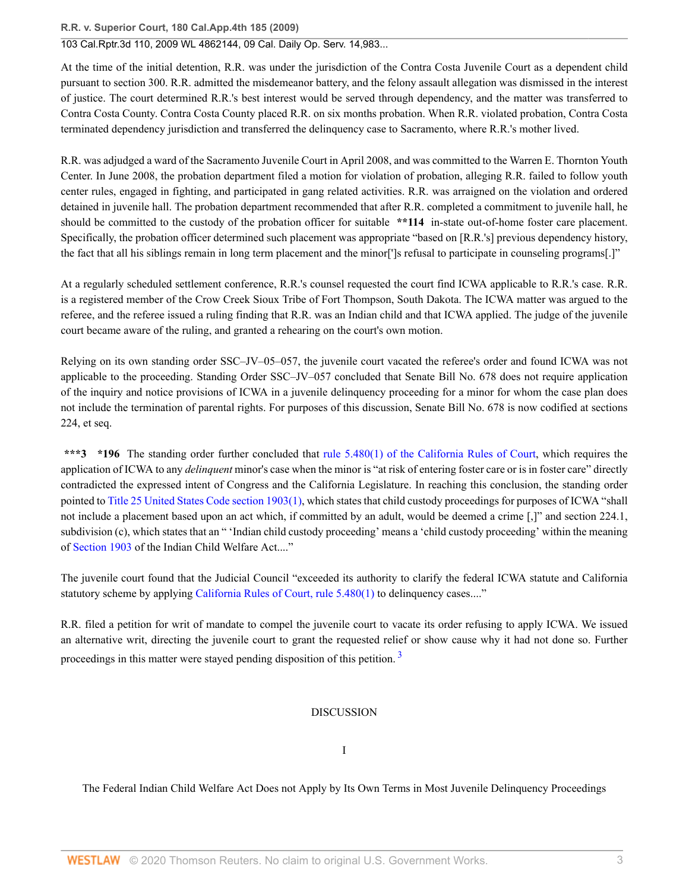At the time of the initial detention, R.R. was under the jurisdiction of the Contra Costa Juvenile Court as a dependent child pursuant to section 300. R.R. admitted the misdemeanor battery, and the felony assault allegation was dismissed in the interest of justice. The court determined R.R.'s best interest would be served through dependency, and the matter was transferred to Contra Costa County. Contra Costa County placed R.R. on six months probation. When R.R. violated probation, Contra Costa terminated dependency jurisdiction and transferred the delinquency case to Sacramento, where R.R.'s mother lived.

R.R. was adjudged a ward of the Sacramento Juvenile Court in April 2008, and was committed to the Warren E. Thornton Youth Center. In June 2008, the probation department filed a motion for violation of probation, alleging R.R. failed to follow youth center rules, engaged in fighting, and participated in gang related activities. R.R. was arraigned on the violation and ordered detained in juvenile hall. The probation department recommended that after R.R. completed a commitment to juvenile hall, he should be committed to the custody of the probation officer for suitable **\*\*114** in-state out-of-home foster care placement. Specifically, the probation officer determined such placement was appropriate "based on [R.R.'s] previous dependency history, the fact that all his siblings remain in long term placement and the minor[']s refusal to participate in counseling programs[.]"

At a regularly scheduled settlement conference, R.R.'s counsel requested the court find ICWA applicable to R.R.'s case. R.R. is a registered member of the Crow Creek Sioux Tribe of Fort Thompson, South Dakota. The ICWA matter was argued to the referee, and the referee issued a ruling finding that R.R. was an Indian child and that ICWA applied. The judge of the juvenile court became aware of the ruling, and granted a rehearing on the court's own motion.

Relying on its own standing order SSC–JV–05–057, the juvenile court vacated the referee's order and found ICWA was not applicable to the proceeding. Standing Order SSC–JV–057 concluded that Senate Bill No. 678 does not require application of the inquiry and notice provisions of ICWA in a juvenile delinquency proceeding for a minor for whom the case plan does not include the termination of parental rights. For purposes of this discussion, Senate Bill No. 678 is now codified at sections 224, et seq.

**\*\*\*3 \*196** The standing order further concluded that rule 5.480(1) of the California Rules of Court, which requires the application of ICWA to any *delinquent* minor's case when the minor is "at risk of entering foster care or is in foster care" directly contradicted the expressed intent of Congress and the California Legislature. In reaching this conclusion, the standing order pointed to Title 25 United States Code section 1903(1), which states that child custody proceedings for purposes of ICWA "shall not include a placement based upon an act which, if committed by an adult, would be deemed a crime [,]" and section 224.1, subdivision (c), which states that an " 'Indian child custody proceeding' means a 'child custody proceeding' within the meaning of Section 1903 of the Indian Child Welfare Act...."

The juvenile court found that the Judicial Council "exceeded its authority to clarify the federal ICWA statute and California statutory scheme by applying California Rules of Court, rule 5.480(1) to delinquency cases...."

R.R. filed a petition for writ of mandate to compel the juvenile court to vacate its order refusing to apply ICWA. We issued an alternative writ, directing the juvenile court to grant the requested relief or show cause why it had not done so. Further proceedings in this matter were stayed pending disposition of this petition. [3]

## DISCUSSION

### I

### The Federal Indian Child Welfare Act Does not Apply by Its Own Terms in Most Juvenile Delinquency Proceedings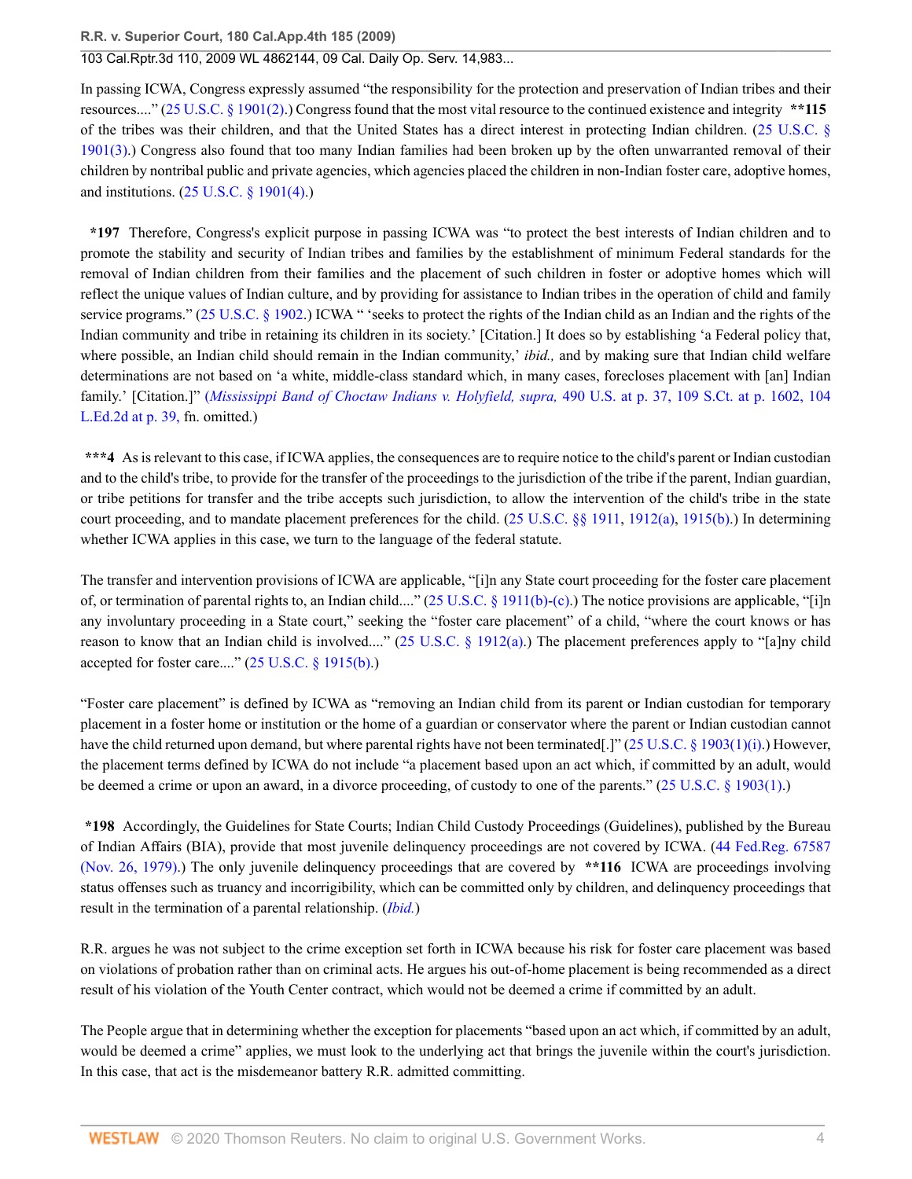In passing ICWA, Congress expressly assumed "the responsibility for the protection and preservation of Indian tribes and their resources...." (25 U.S.C. § 1901(2).) Congress found that the most vital resource to the continued existence and integrity **115 of the tribes was their children, and that the United States has a direct interest in protecting Indian children. (25 U.S.C. § 1901(3).) Congress also found that too many Indian families had been broken up by the often unwarranted removal of their children by nontribal public and private agencies, which agencies placed the children in non-Indian foster care, adoptive homes, and institutions. (25 U.S.C. § 1901(4).)

*197 Therefore, Congress's explicit purpose in passing ICWA was "to protect the best interests of Indian children and to promote the stability and security of Indian tribes and families by the establishment of minimum Federal standards for the removal of Indian children from their families and the placement of such children in foster or adoptive homes which will reflect the unique values of Indian culture, and by providing for assistance to Indian tribes in the operation of child and family service programs." (25 U.S.C. § 1902.) ICWA " 'seeks to protect the rights of the Indian child as an Indian and the rights of the Indian community and tribe in retaining its children in its society.' [Citation.] It does so by establishing 'a Federal policy that, where possible, an Indian child should remain in the Indian community,' *ibid.,* and by making sure that Indian child welfare determinations are not based on 'a white, middle-class standard which, in many cases, forecloses placement with [an] Indian family.' [Citation.]" (*Mississippi Band of Choctaw Indians v. Holyfield, supra,* 490 U.S. at p. 37, 109 S.Ct. at p. 1602, 104 L.Ed.2d at p. 39, fn. omitted.)

***4 As is relevant to this case, if ICWA applies, the consequences are to require notice to the child's parent or Indian custodian and to the child's tribe, to provide for the transfer of the proceedings to the jurisdiction of the tribe if the parent, Indian guardian, or tribe petitions for transfer and the tribe accepts such jurisdiction, to allow the intervention of the child's tribe in the state court proceeding, and to mandate placement preferences for the child. (25 U.S.C. §§ 1911, 1912(a), 1915(b).) In determining whether ICWA applies in this case, we turn to the language of the federal statute.

The transfer and intervention provisions of ICWA are applicable, "[i]n any State court proceeding for the foster care placement of, or termination of parental rights to, an Indian child...." (25 U.S.C. § 1911(b)-(c).) The notice provisions are applicable, "[i]n any involuntary proceeding in a State court," seeking the "foster care placement" of a child, "where the court knows or has reason to know that an Indian child is involved...." (25 U.S.C. § 1912(a).) The placement preferences apply to "[a]ny child accepted for foster care...." (25 U.S.C. § 1915(b).)

"Foster care placement" is defined by ICWA as "removing an Indian child from its parent or Indian custodian for temporary placement in a foster home or institution or the home of a guardian or conservator where the parent or Indian custodian cannot have the child returned upon demand, but where parental rights have not been terminated[.]" (25 U.S.C. § 1903(1)(i).) However, the placement terms defined by ICWA do not include "a placement based upon an act which, if committed by an adult, would be deemed a crime or upon an award, in a divorce proceeding, of custody to one of the parents." (25 U.S.C. § 1903(1).)

*198 Accordingly, the Guidelines for State Courts; Indian Child Custody Proceedings (Guidelines), published by the Bureau of Indian Affairs (BIA), provide that most juvenile delinquency proceedings are not covered by ICWA. (44 Fed.Reg. 67587 (Nov. 26, 1979).) The only juvenile delinquency proceedings that are covered by **116 ICWA are proceedings involving status offenses such as truancy and incorrigibility, which can be committed only by children, and delinquency proceedings that result in the termination of a parental relationship. (*Ibid.*)

R.R. argues he was not subject to the crime exception set forth in ICWA because his risk for foster care placement was based on violations of probation rather than on criminal acts. He argues his out-of-home placement is being recommended as a direct result of his violation of the Youth Center contract, which would not be deemed a crime if committed by an adult.

The People argue that in determining whether the exception for placements "based upon an act which, if committed by an adult, would be deemed a crime" applies, we must look to the underlying act that brings the juvenile within the court's jurisdiction. In this case, that act is the misdemeanor battery R.R. admitted committing.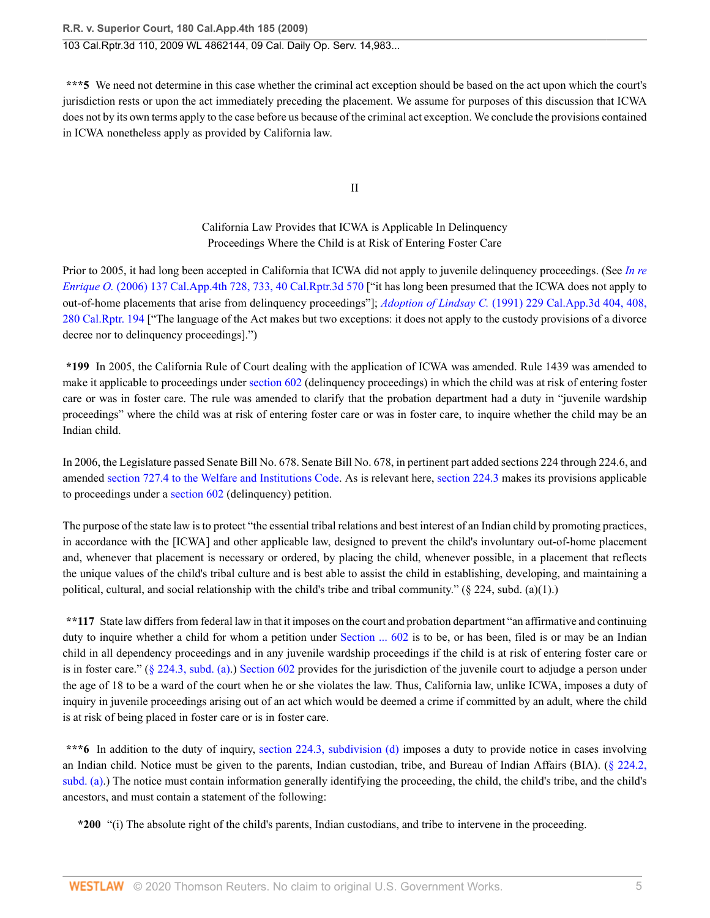**\*\*\*5** We need not determine in this case whether the criminal act exception should be based on the act upon which the court's jurisdiction rests or upon the act immediately preceding the placement. We assume for purposes of this discussion that ICWA does not by its own terms apply to the case before us because of the criminal act exception. We conclude the provisions contained in ICWA nonetheless apply as provided by California law.

II

California Law Provides that ICWA is Applicable In Delinquency Proceedings Where the Child is at Risk of Entering Foster Care

Prior to 2005, it had long been accepted in California that ICWA did not apply to juvenile delinquency proceedings. (See *In re Enrique O.* (2006) 137 Cal.App.4th 728, 733, 40 Cal.Rptr.3d 570 ["it has long been presumed that the ICWA does not apply to out-of-home placements that arise from delinquency proceedings"]; *Adoption of Lindsay C.* (1991) 229 Cal.App.3d 404, 408, 280 Cal.Rptr. 194 ["The language of the Act makes but two exceptions: it does not apply to the custody provisions of a divorce decree nor to delinquency proceedings].")

**\*199** In 2005, the California Rule of Court dealing with the application of ICWA was amended. Rule 1439 was amended to make it applicable to proceedings under section 602 (delinquency proceedings) in which the child was at risk of entering foster care or was in foster care. The rule was amended to clarify that the probation department had a duty in "juvenile wardship proceedings" where the child was at risk of entering foster care or was in foster care, to inquire whether the child may be an Indian child.

In 2006, the Legislature passed Senate Bill No. 678. Senate Bill No. 678, in pertinent part added sections 224 through 224.6, and amended section 727.4 to the Welfare and Institutions Code. As is relevant here, section 224.3 makes its provisions applicable to proceedings under a section 602 (delinquency) petition.

The purpose of the state law is to protect "the essential tribal relations and best interest of an Indian child by promoting practices, in accordance with the [ICWA] and other applicable law, designed to prevent the child's involuntary out-of-home placement and, whenever that placement is necessary or ordered, by placing the child, whenever possible, in a placement that reflects the unique values of the child's tribal culture and is best able to assist the child in establishing, developing, and maintaining a political, cultural, and social relationship with the child's tribe and tribal community." (§ 224, subd. (a)(1).)

**\*\*117** State law differs from federal law in that it imposes on the court and probation department "an affirmative and continuing duty to inquire whether a child for whom a petition under Section ... 602 is to be, or has been, filed is or may be an Indian child in all dependency proceedings and in any juvenile wardship proceedings if the child is at risk of entering foster care or is in foster care." (§ 224.3, subd. (a).) Section 602 provides for the jurisdiction of the juvenile court to adjudge a person under the age of 18 to be a ward of the court when he or she violates the law. Thus, California law, unlike ICWA, imposes a duty of inquiry in juvenile proceedings arising out of an act which would be deemed a crime if committed by an adult, where the child is at risk of being placed in foster care or is in foster care.

**\*\*\*6** In addition to the duty of inquiry, section 224.3, subdivision (d) imposes a duty to provide notice in cases involving an Indian child. Notice must be given to the parents, Indian custodian, tribe, and Bureau of Indian Affairs (BIA). (§ 224.2, subd. (a).) The notice must contain information generally identifying the proceeding, the child, the child's tribe, and the child's ancestors, and must contain a statement of the following:

**\*200** "(i) The absolute right of the child's parents, Indian custodians, and tribe to intervene in the proceeding.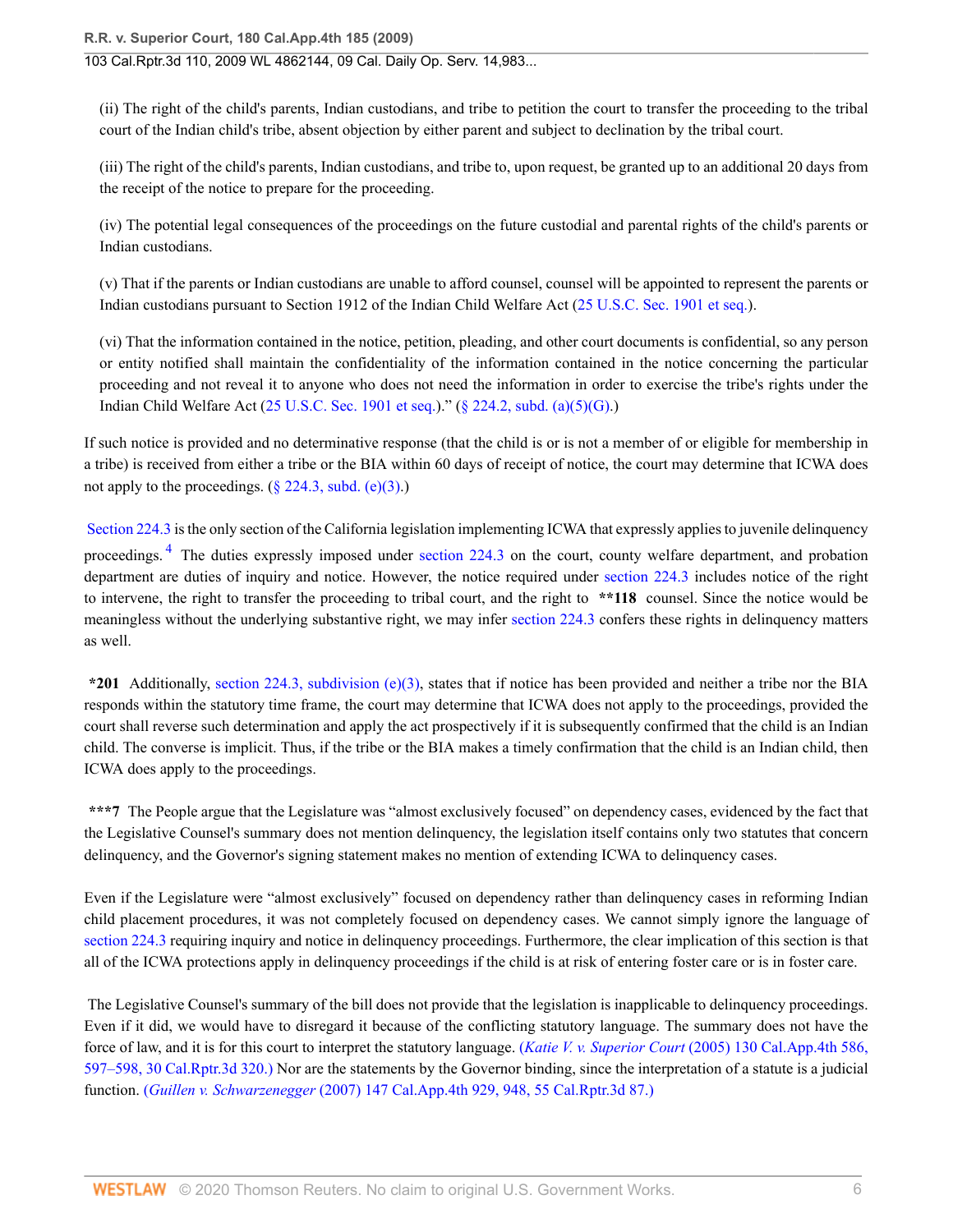(ii) The right of the child's parents, Indian custodians, and tribe to petition the court to transfer the proceeding to the tribal court of the Indian child's tribe, absent objection by either parent and subject to declination by the tribal court.

(iii) The right of the child's parents, Indian custodians, and tribe to, upon request, be granted up to an additional 20 days from the receipt of the notice to prepare for the proceeding.

(iv) The potential legal consequences of the proceedings on the future custodial and parental rights of the child's parents or Indian custodians.

(v) That if the parents or Indian custodians are unable to afford counsel, counsel will be appointed to represent the parents or Indian custodians pursuant to Section 1912 of the Indian Child Welfare Act (25 U.S.C. Sec. 1901 et seq.).

(vi) That the information contained in the notice, petition, pleading, and other court documents is confidential, so any person or entity notified shall maintain the confidentiality of the information contained in the notice concerning the particular proceeding and not reveal it to anyone who does not need the information in order to exercise the tribe's rights under the Indian Child Welfare Act (25 U.S.C. Sec. 1901 et seq.)." (§ 224.2, subd. (a)(5)(G).)

If such notice is provided and no determinative response (that the child is or is not a member of or eligible for membership in a tribe) is received from either a tribe or the BIA within 60 days of receipt of notice, the court may determine that ICWA does not apply to the proceedings. (§ 224.3, subd. (e)(3).)

Section 224.3 is the only section of the California legislation implementing ICWA that expressly applies to juvenile delinquency proceedings.[4] The duties expressly imposed under section 224.3 on the court, county welfare department, and probation department are duties of inquiry and notice. However, the notice required under section 224.3 includes notice of the right to intervene, the right to transfer the proceeding to tribal court, and the right to **118 counsel. Since the notice would be meaningless without the underlying substantive right, we may infer section 224.3 confers these rights in delinquency matters as well.

*201 Additionally, section 224.3, subdivision (e)(3), states that if notice has been provided and neither a tribe nor the BIA responds within the statutory time frame, the court may determine that ICWA does not apply to the proceedings, provided the court shall reverse such determination and apply the act prospectively if it is subsequently confirmed that the child is an Indian child. The converse is implicit. Thus, if the tribe or the BIA makes a timely confirmation that the child is an Indian child, then ICWA does apply to the proceedings.

***7 The People argue that the Legislature was "almost exclusively focused" on dependency cases, evidenced by the fact that the Legislative Counsel's summary does not mention delinquency, the legislation itself contains only two statutes that concern delinquency, and the Governor's signing statement makes no mention of extending ICWA to delinquency cases.

Even if the Legislature were "almost exclusively" focused on dependency rather than delinquency cases in reforming Indian child placement procedures, it was not completely focused on dependency cases. We cannot simply ignore the language of section 224.3 requiring inquiry and notice in delinquency proceedings. Furthermore, the clear implication of this section is that all of the ICWA protections apply in delinquency proceedings if the child is at risk of entering foster care or is in foster care.

The Legislative Counsel's summary of the bill does not provide that the legislation is inapplicable to delinquency proceedings. Even if it did, we would have to disregard it because of the conflicting statutory language. The summary does not have the force of law, and it is for this court to interpret the statutory language. (*Katie V. v. Superior Court* (2005) 130 Cal.App.4th 586, 597–598, 30 Cal.Rptr.3d 320.) Nor are the statements by the Governor binding, since the interpretation of a statute is a judicial function. (*Guillen v. Schwarzenegger* (2007) 147 Cal.App.4th 929, 948, 55 Cal.Rptr.3d 87.)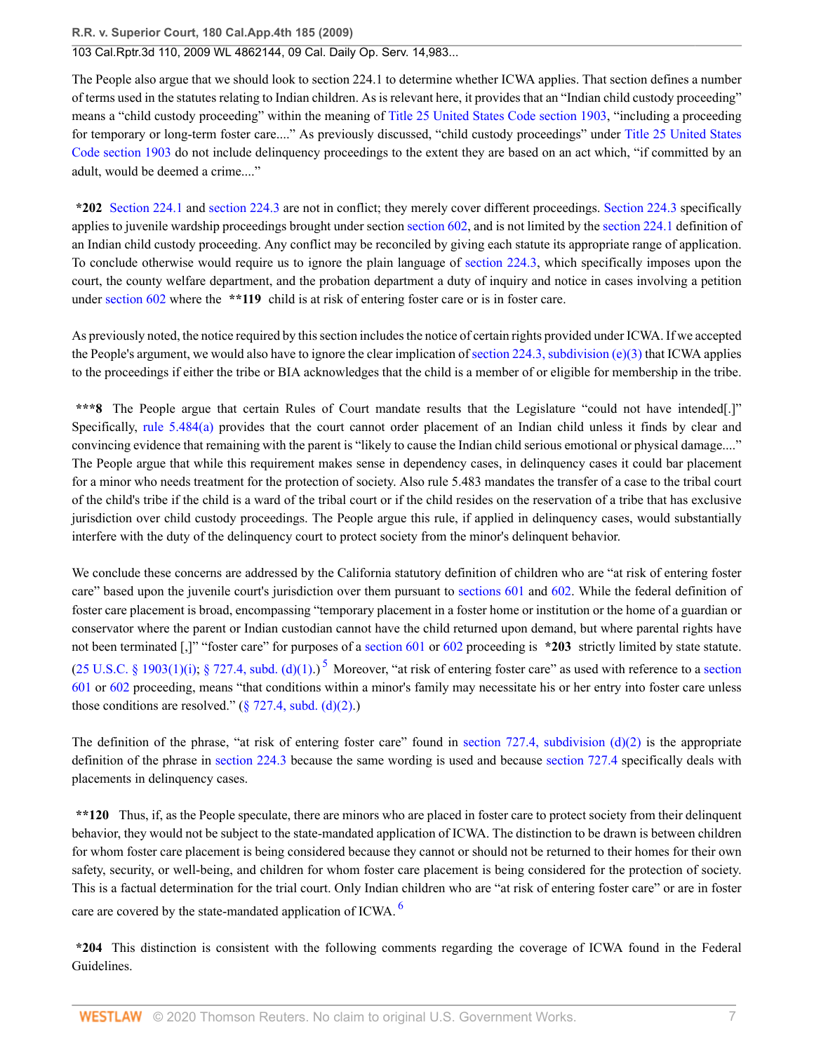The People also argue that we should look to section 224.1 to determine whether ICWA applies. That section defines a number of terms used in the statutes relating to Indian children. As is relevant here, it provides that an "Indian child custody proceeding" means a "child custody proceeding" within the meaning of Title 25 United States Code section 1903, "including a proceeding for temporary or long-term foster care...." As previously discussed, "child custody proceedings" under Title 25 United States Code section 1903 do not include delinquency proceedings to the extent they are based on an act which, "if committed by an adult, would be deemed a crime...."

**\*202** Section 224.1 and section 224.3 are not in conflict; they merely cover different proceedings. Section 224.3 specifically applies to juvenile wardship proceedings brought under section section 602, and is not limited by the section 224.1 definition of an Indian child custody proceeding. Any conflict may be reconciled by giving each statute its appropriate range of application. To conclude otherwise would require us to ignore the plain language of section 224.3, which specifically imposes upon the court, the county welfare department, and the probation department a duty of inquiry and notice in cases involving a petition under section 602 where the **\*\*119** child is at risk of entering foster care or is in foster care.

As previously noted, the notice required by this section includes the notice of certain rights provided under ICWA. If we accepted the People's argument, we would also have to ignore the clear implication of section 224.3, subdivision (e)(3) that ICWA applies to the proceedings if either the tribe or BIA acknowledges that the child is a member of or eligible for membership in the tribe.

**\*\*\*8** The People argue that certain Rules of Court mandate results that the Legislature "could not have intended[.]" Specifically, rule 5.484(a) provides that the court cannot order placement of an Indian child unless it finds by clear and convincing evidence that remaining with the parent is "likely to cause the Indian child serious emotional or physical damage...." The People argue that while this requirement makes sense in dependency cases, in delinquency cases it could bar placement for a minor who needs treatment for the protection of society. Also rule 5.483 mandates the transfer of a case to the tribal court of the child's tribe if the child is a ward of the tribal court or if the child resides on the reservation of a tribe that has exclusive jurisdiction over child custody proceedings. The People argue this rule, if applied in delinquency cases, would substantially interfere with the duty of the delinquency court to protect society from the minor's delinquent behavior.

We conclude these concerns are addressed by the California statutory definition of children who are "at risk of entering foster care" based upon the juvenile court's jurisdiction over them pursuant to sections 601 and 602. While the federal definition of foster care placement is broad, encompassing "temporary placement in a foster home or institution or the home of a guardian or conservator where the parent or Indian custodian cannot have the child returned upon demand, but where parental rights have not been terminated [,]" "foster care" for purposes of a section 601 or 602 proceeding is **\*203** strictly limited by state statute. (25 U.S.C. § 1903(1)(i); § 727.4, subd. (d)(1).) [5] Moreover, "at risk of entering foster care" as used with reference to a section 601 or 602 proceeding, means "that conditions within a minor's family may necessitate his or her entry into foster care unless those conditions are resolved." (§ 727.4, subd. (d)(2).)

The definition of the phrase, "at risk of entering foster care" found in section 727.4, subdivision (d)(2) is the appropriate definition of the phrase in section 224.3 because the same wording is used and because section 727.4 specifically deals with placements in delinquency cases.

**\*\*120** Thus, if, as the People speculate, there are minors who are placed in foster care to protect society from their delinquent behavior, they would not be subject to the state-mandated application of ICWA. The distinction to be drawn is between children for whom foster care placement is being considered because they cannot or should not be returned to their homes for their own safety, security, or well-being, and children for whom foster care placement is being considered for the protection of society. This is a factual determination for the trial court. Only Indian children who are "at risk of entering foster care" or are in foster care are covered by the state-mandated application of ICWA. [6]

**\*204** This distinction is consistent with the following comments regarding the coverage of ICWA found in the Federal Guidelines.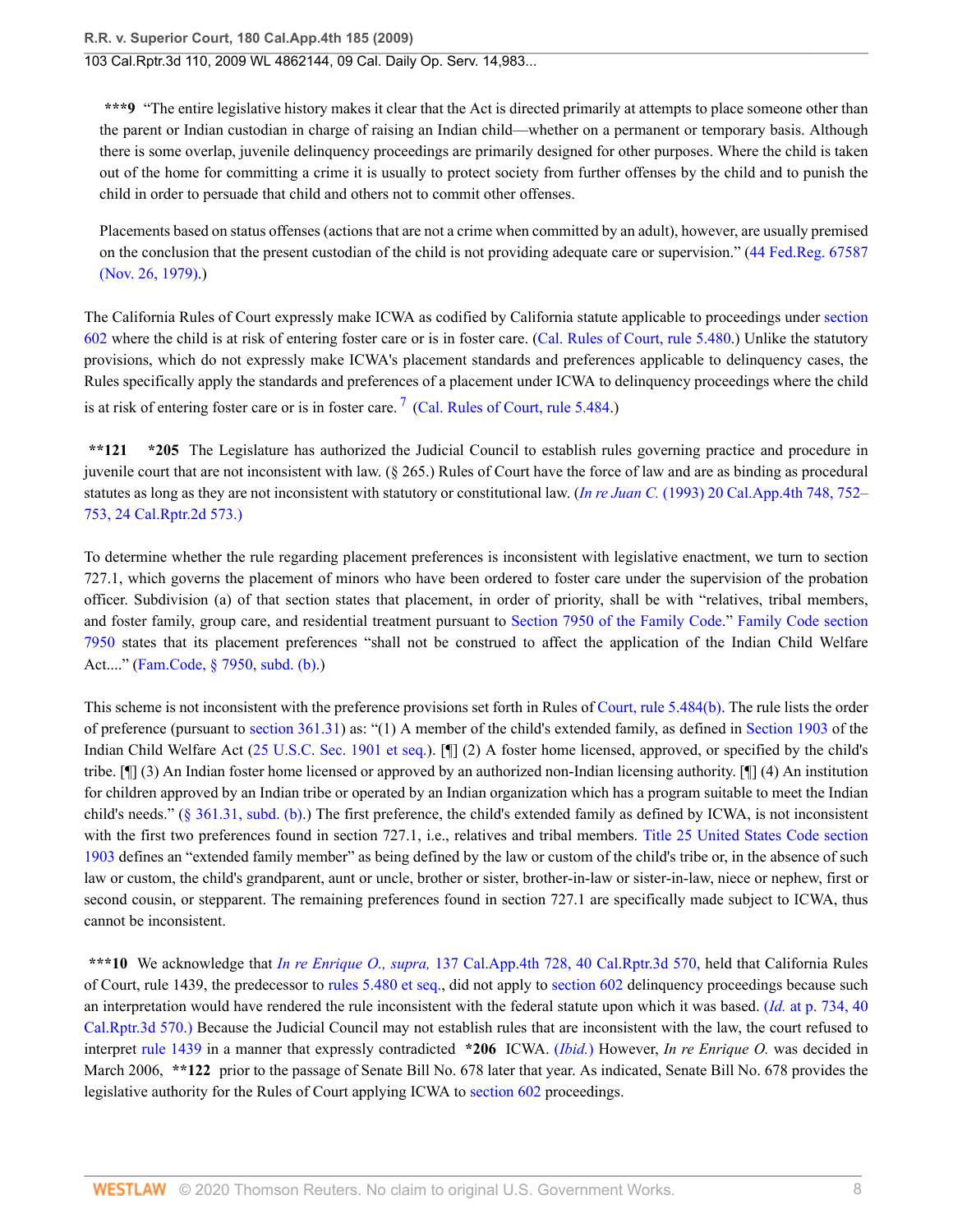**\*\*\*9** "The entire legislative history makes it clear that the Act is directed primarily at attempts to place someone other than the parent or Indian custodian in charge of raising an Indian child—whether on a permanent or temporary basis. Although there is some overlap, juvenile delinquency proceedings are primarily designed for other purposes. Where the child is taken out of the home for committing a crime it is usually to protect society from further offenses by the child and to punish the child in order to persuade that child and others not to commit other offenses.

Placements based on status offenses (actions that are not a crime when committed by an adult), however, are usually premised on the conclusion that the present custodian of the child is not providing adequate care or supervision." (44 Fed.Reg. 67587 (Nov. 26, 1979).)

The California Rules of Court expressly make ICWA as codified by California statute applicable to proceedings under section 602 where the child is at risk of entering foster care or is in foster care. (Cal. Rules of Court, rule 5.480.) Unlike the statutory provisions, which do not expressly make ICWA's placement standards and preferences applicable to delinquency cases, the Rules specifically apply the standards and preferences of a placement under ICWA to delinquency proceedings where the child is at risk of entering foster care or is in foster care.[7] (Cal. Rules of Court, rule 5.484.)

**\*\*121** **\*205** The Legislature has authorized the Judicial Council to establish rules governing practice and procedure in juvenile court that are not inconsistent with law. (§ 265.) Rules of Court have the force of law and are as binding as procedural statutes as long as they are not inconsistent with statutory or constitutional law. (*In re Juan C.* (1993) 20 Cal.App.4th 748, 752–753, 24 Cal.Rptr.2d 573.)

To determine whether the rule regarding placement preferences is inconsistent with legislative enactment, we turn to section 727.1, which governs the placement of minors who have been ordered to foster care under the supervision of the probation officer. Subdivision (a) of that section states that placement, in order of priority, shall be with "relatives, tribal members, and foster family, group care, and residential treatment pursuant to Section 7950 of the Family Code." Family Code section 7950 states that its placement preferences "shall not be construed to affect the application of the Indian Child Welfare Act...." (Fam.Code, § 7950, subd. (b).)

This scheme is not inconsistent with the preference provisions set forth in Rules of Court, rule 5.484(b). The rule lists the order of preference (pursuant to section 361.31) as: "(1) A member of the child's extended family, as defined in Section 1903 of the Indian Child Welfare Act (25 U.S.C. Sec. 1901 et seq.). [¶] (2) A foster home licensed, approved, or specified by the child's tribe. [¶] (3) An Indian foster home licensed or approved by an authorized non-Indian licensing authority. [¶] (4) An institution for children approved by an Indian tribe or operated by an Indian organization which has a program suitable to meet the Indian child's needs." (§ 361.31, subd. (b).) The first preference, the child's extended family as defined by ICWA, is not inconsistent with the first two preferences found in section 727.1, i.e., relatives and tribal members. Title 25 United States Code section 1903 defines an "extended family member" as being defined by the law or custom of the child's tribe or, in the absence of such law or custom, the child's grandparent, aunt or uncle, brother or sister, brother-in-law or sister-in-law, niece or nephew, first or second cousin, or stepparent. The remaining preferences found in section 727.1 are specifically made subject to ICWA, thus cannot be inconsistent.

**\*\*\*10** We acknowledge that *In re Enrique O., supra,* 137 Cal.App.4th 728, 40 Cal.Rptr.3d 570, held that California Rules of Court, rule 1439, the predecessor to rules 5.480 et seq., did not apply to section 602 delinquency proceedings because such an interpretation would have rendered the rule inconsistent with the federal statute upon which it was based. (*Id.* at p. 734, 40 Cal.Rptr.3d 570.) Because the Judicial Council may not establish rules that are inconsistent with the law, the court refused to interpret rule 1439 in a manner that expressly contradicted **\*206** ICWA. (*Ibid.*) However, *In re Enrique O.* was decided in March 2006, **\*\*122** prior to the passage of Senate Bill No. 678 later that year. As indicated, Senate Bill No. 678 provides the legislative authority for the Rules of Court applying ICWA to section 602 proceedings.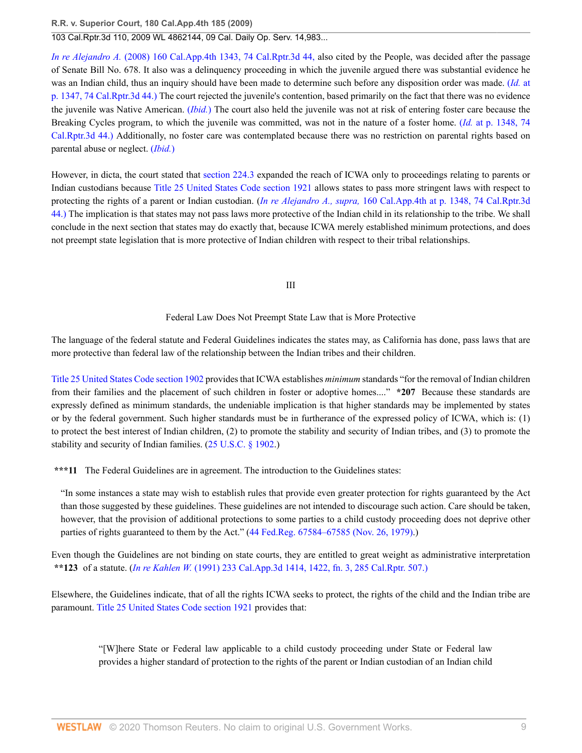*In re Alejandro A.* (2008) 160 Cal.App.4th 1343, 74 Cal.Rptr.3d 44, also cited by the People, was decided after the passage of Senate Bill No. 678. It also was a delinquency proceeding in which the juvenile argued there was substantial evidence he was an Indian child, thus an inquiry should have been made to determine such before any disposition order was made. (*Id.* at p. 1347, 74 Cal.Rptr.3d 44.) The court rejected the juvenile's contention, based primarily on the fact that there was no evidence the juvenile was Native American. (*Ibid.*) The court also held the juvenile was not at risk of entering foster care because the Breaking Cycles program, to which the juvenile was committed, was not in the nature of a foster home. (*Id.* at p. 1348, 74 Cal.Rptr.3d 44.) Additionally, no foster care was contemplated because there was no restriction on parental rights based on parental abuse or neglect. (*Ibid.*)

However, in dicta, the court stated that section 224.3 expanded the reach of ICWA only to proceedings relating to parents or Indian custodians because Title 25 United States Code section 1921 allows states to pass more stringent laws with respect to protecting the rights of a parent or Indian custodian. (*In re Alejandro A., supra,* 160 Cal.App.4th at p. 1348, 74 Cal.Rptr.3d 44.) The implication is that states may not pass laws more protective of the Indian child in its relationship to the tribe. We shall conclude in the next section that states may do exactly that, because ICWA merely established minimum protections, and does not preempt state legislation that is more protective of Indian children with respect to their tribal relationships.

## III

### Federal Law Does Not Preempt State Law that is More Protective

The language of the federal statute and Federal Guidelines indicates the states may, as California has done, pass laws that are more protective than federal law of the relationship between the Indian tribes and their children.

Title 25 United States Code section 1902 provides that ICWA establishes *minimum* standards "for the removal of Indian children from their families and the placement of such children in foster or adoptive homes...." **\*207** Because these standards are expressly defined as minimum standards, the undeniable implication is that higher standards may be implemented by states or by the federal government. Such higher standards must be in furtherance of the expressed policy of ICWA, which is: (1) to protect the best interest of Indian children, (2) to promote the stability and security of Indian tribes, and (3) to promote the stability and security of Indian families. (25 U.S.C. § 1902.)

**\*\*\*11** The Federal Guidelines are in agreement. The introduction to the Guidelines states:

> "In some instances a state may wish to establish rules that provide even greater protection for rights guaranteed by the Act than those suggested by these guidelines. These guidelines are not intended to discourage such action. Care should be taken, however, that the provision of additional protections to some parties to a child custody proceeding does not deprive other parties of rights guaranteed to them by the Act." (44 Fed.Reg. 67584–67585 (Nov. 26, 1979).)

Even though the Guidelines are not binding on state courts, they are entitled to great weight as administrative interpretation **\*\*123** of a statute. (*In re Kahlen W.* (1991) 233 Cal.App.3d 1414, 1422, fn. 3, 285 Cal.Rptr. 507.)

Elsewhere, the Guidelines indicate, that of all the rights ICWA seeks to protect, the rights of the child and the Indian tribe are paramount. Title 25 United States Code section 1921 provides that:

> "[W]here State or Federal law applicable to a child custody proceeding under State or Federal law provides a higher standard of protection to the rights of the parent or Indian custodian of an Indian child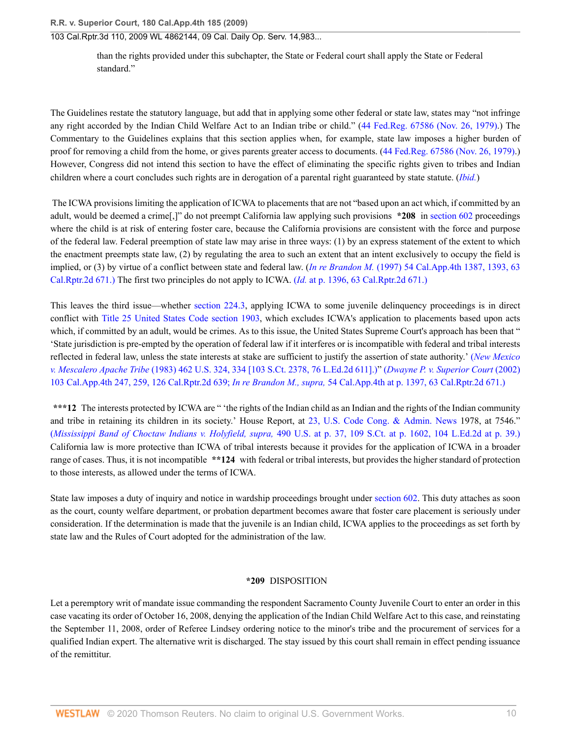than the rights provided under this subchapter, the State or Federal court shall apply the State or Federal standard."

The Guidelines restate the statutory language, but add that in applying some other federal or state law, states may "not infringe any right accorded by the Indian Child Welfare Act to an Indian tribe or child." (44 Fed.Reg. 67586 (Nov. 26, 1979).) The Commentary to the Guidelines explains that this section applies when, for example, state law imposes a higher burden of proof for removing a child from the home, or gives parents greater access to documents. (44 Fed.Reg. 67586 (Nov. 26, 1979).) However, Congress did not intend this section to have the effect of eliminating the specific rights given to tribes and Indian children where a court concludes such rights are in derogation of a parental right guaranteed by state statute. (*Ibid.*)

The ICWA provisions limiting the application of ICWA to placements that are not "based upon an act which, if committed by an adult, would be deemed a crime[,]" do not preempt California law applying such provisions **\*208** in section 602 proceedings where the child is at risk of entering foster care, because the California provisions are consistent with the force and purpose of the federal law. Federal preemption of state law may arise in three ways: (1) by an express statement of the extent to which the enactment preempts state law, (2) by regulating the area to such an extent that an intent exclusively to occupy the field is implied, or (3) by virtue of a conflict between state and federal law. (*In re Brandon M.* (1997) 54 Cal.App.4th 1387, 1393, 63 Cal.Rptr.2d 671.) The first two principles do not apply to ICWA. (*Id.* at p. 1396, 63 Cal.Rptr.2d 671.)

This leaves the third issue—whether section 224.3, applying ICWA to some juvenile delinquency proceedings is in direct conflict with Title 25 United States Code section 1903, which excludes ICWA's application to placements based upon acts which, if committed by an adult, would be crimes. As to this issue, the United States Supreme Court's approach has been that " 'State jurisdiction is pre-empted by the operation of federal law if it interferes or is incompatible with federal and tribal interests reflected in federal law, unless the state interests at stake are sufficient to justify the assertion of state authority.' (*New Mexico v. Mescalero Apache Tribe* (1983) 462 U.S. 324, 334 [103 S.Ct. 2378, 76 L.Ed.2d 611].)" (*Dwayne P. v. Superior Court* (2002) 103 Cal.App.4th 247, 259, 126 Cal.Rptr.2d 639; *In re Brandon M., supra,* 54 Cal.App.4th at p. 1397, 63 Cal.Rptr.2d 671.)

**\*\*\*12** The interests protected by ICWA are " 'the rights of the Indian child as an Indian and the rights of the Indian community and tribe in retaining its children in its society.' House Report, at 23, U.S. Code Cong. & Admin. News 1978, at 7546." (*Mississippi Band of Choctaw Indians v. Holyfield, supra,* 490 U.S. at p. 37, 109 S.Ct. at p. 1602, 104 L.Ed.2d at p. 39.) California law is more protective than ICWA of tribal interests because it provides for the application of ICWA in a broader range of cases. Thus, it is not incompatible **\*\*124** with federal or tribal interests, but provides the higher standard of protection to those interests, as allowed under the terms of ICWA.

State law imposes a duty of inquiry and notice in wardship proceedings brought under section 602. This duty attaches as soon as the court, county welfare department, or probation department becomes aware that foster care placement is seriously under consideration. If the determination is made that the juvenile is an Indian child, ICWA applies to the proceedings as set forth by state law and the Rules of Court adopted for the administration of the law.

## **\*209** DISPOSITION

Let a peremptory writ of mandate issue commanding the respondent Sacramento County Juvenile Court to enter an order in this case vacating its order of October 16, 2008, denying the application of the Indian Child Welfare Act to this case, and reinstating the September 11, 2008, order of Referee Lindsey ordering notice to the minor's tribe and the procurement of services for a qualified Indian expert. The alternative writ is discharged. The stay issued by this court shall remain in effect pending issuance of the remittitur.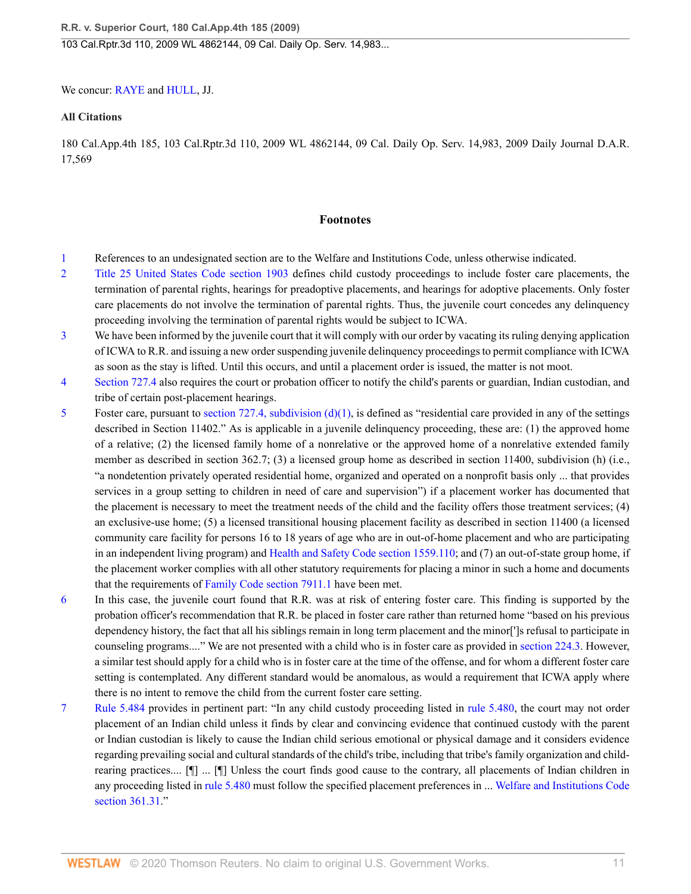We concur: RAYE and HULL, JJ.

**All Citations**

180 Cal.App.4th 185, 103 Cal.Rptr.3d 110, 2009 WL 4862144, 09 Cal. Daily Op. Serv. 14,983, 2009 Daily Journal D.A.R. 17,569

## Footnotes

1 References to an undesignated section are to the Welfare and Institutions Code, unless otherwise indicated.

2 Title 25 United States Code section 1903 defines child custody proceedings to include foster care placements, the termination of parental rights, hearings for preadoptive placements, and hearings for adoptive placements. Only foster care placements do not involve the termination of parental rights. Thus, the juvenile court concedes any delinquency proceeding involving the termination of parental rights would be subject to ICWA.

3 We have been informed by the juvenile court that it will comply with our order by vacating its ruling denying application of ICWA to R.R. and issuing a new order suspending juvenile delinquency proceedings to permit compliance with ICWA as soon as the stay is lifted. Until this occurs, and until a placement order is issued, the matter is not moot.

4 Section 727.4 also requires the court or probation officer to notify the child's parents or guardian, Indian custodian, and tribe of certain post-placement hearings.

5 Foster care, pursuant to section 727.4, subdivision (d)(1), is defined as "residential care provided in any of the settings described in Section 11402." As is applicable in a juvenile delinquency proceeding, these are: (1) the approved home of a relative; (2) the licensed family home of a nonrelative or the approved home of a nonrelative extended family member as described in section 362.7; (3) a licensed group home as described in section 11400, subdivision (h) (i.e., "a nondetention privately operated residential home, organized and operated on a nonprofit basis only ... that provides services in a group setting to children in need of care and supervision") if a placement worker has documented that the placement is necessary to meet the treatment needs of the child and the facility offers those treatment services; (4) an exclusive-use home; (5) a licensed transitional housing placement facility as described in section 11400 (a licensed community care facility for persons 16 to 18 years of age who are in out-of-home placement and who are participating in an independent living program) and Health and Safety Code section 1559.110; and (7) an out-of-state group home, if the placement worker complies with all other statutory requirements for placing a minor in such a home and documents that the requirements of Family Code section 7911.1 have been met.

6 In this case, the juvenile court found that R.R. was at risk of entering foster care. This finding is supported by the probation officer's recommendation that R.R. be placed in foster care rather than returned home "based on his previous dependency history, the fact that all his siblings remain in long term placement and the minor[']s refusal to participate in counseling programs...." We are not presented with a child who is in foster care as provided in section 224.3. However, a similar test should apply for a child who is in foster care at the time of the offense, and for whom a different foster care setting is contemplated. Any different standard would be anomalous, as would a requirement that ICWA apply where there is no intent to remove the child from the current foster care setting.

7 Rule 5.484 provides in pertinent part: "In any child custody proceeding listed in rule 5.480, the court may not order placement of an Indian child unless it finds by clear and convincing evidence that continued custody with the parent or Indian custodian is likely to cause the Indian child serious emotional or physical damage and it considers evidence regarding prevailing social and cultural standards of the child's tribe, including that tribe's family organization and child-rearing practices.... [¶] ... [¶] Unless the court finds good cause to the contrary, all placements of Indian children in any proceeding listed in rule 5.480 must follow the specified placement preferences in ... Welfare and Institutions Code section 361.31."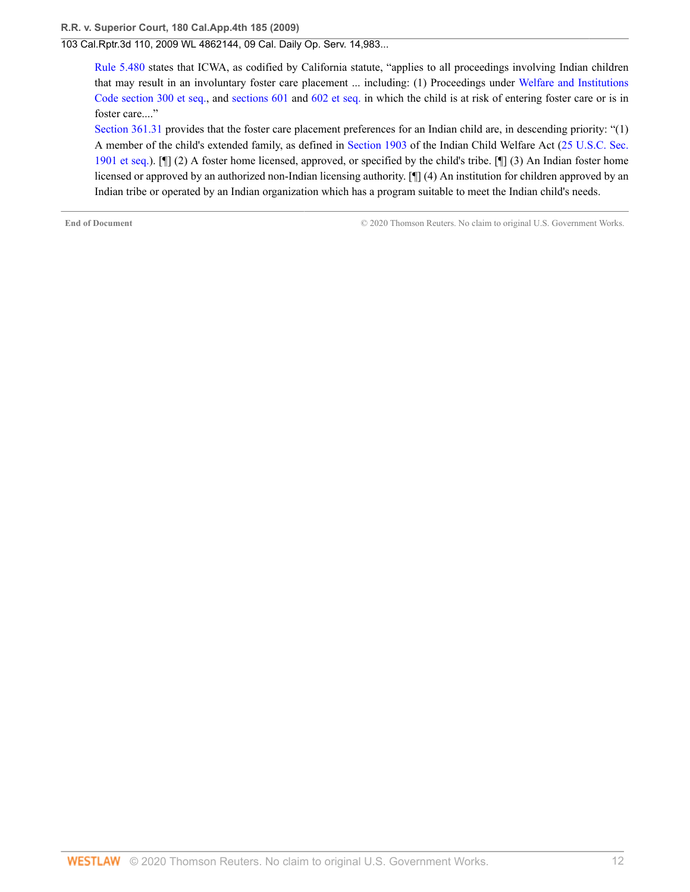Rule 5.480 states that ICWA, as codified by California statute, "applies to all proceedings involving Indian children that may result in an involuntary foster care placement ... including: (1) Proceedings under Welfare and Institutions Code section 300 et seq., and sections 601 and 602 et seq. in which the child is at risk of entering foster care or is in foster care...."

Section 361.31 provides that the foster care placement preferences for an Indian child are, in descending priority: "(1) A member of the child's extended family, as defined in Section 1903 of the Indian Child Welfare Act (25 U.S.C. Sec. 1901 et seq.). [¶] (2) A foster home licensed, approved, or specified by the child's tribe. [¶] (3) An Indian foster home licensed or approved by an authorized non-Indian licensing authority. [¶] (4) An institution for children approved by an Indian tribe or operated by an Indian organization which has a program suitable to meet the Indian child's needs.

**End of Document** © 2020 Thomson Reuters. No claim to original U.S. Government Works.